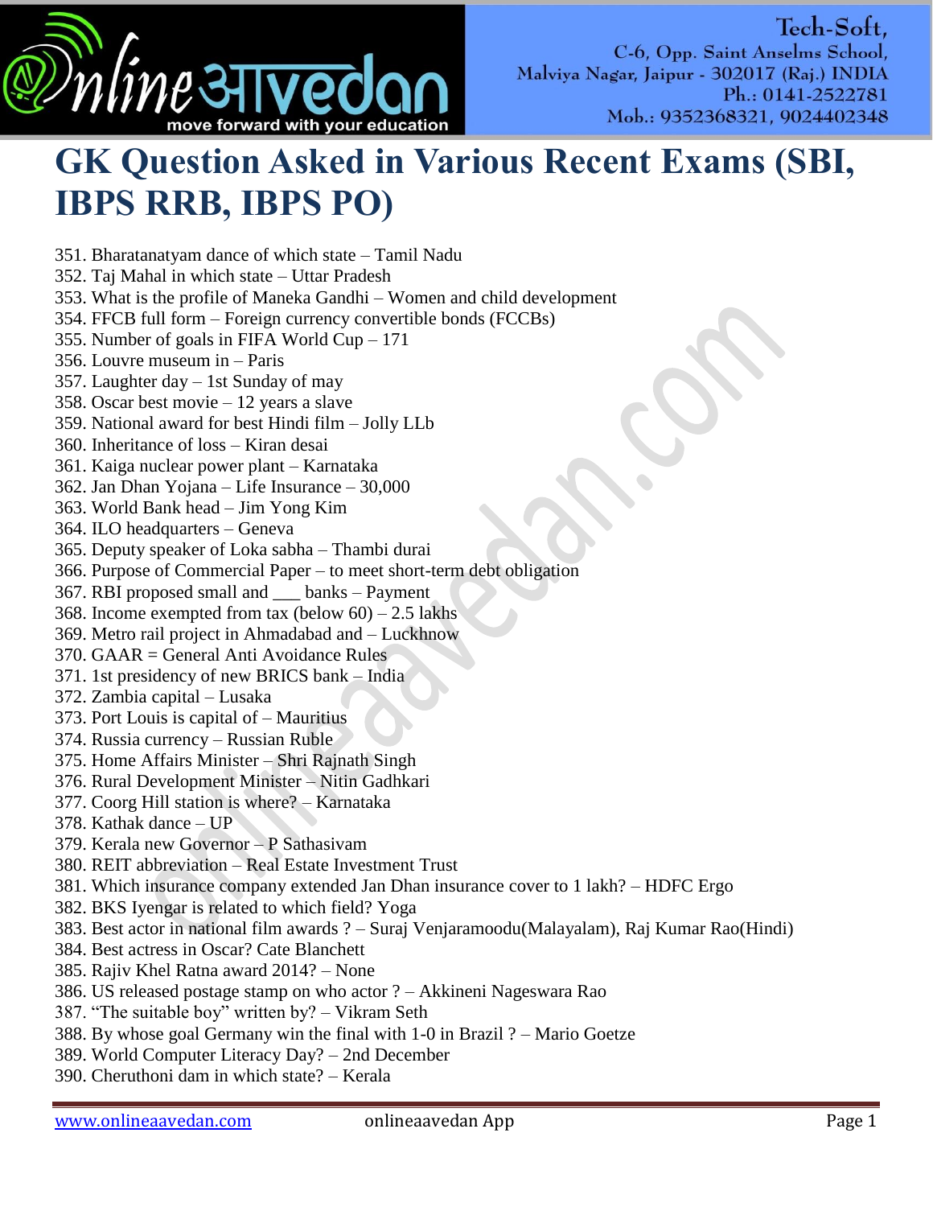# GK Question Asked in Various Recent Exams (SBI, IBPS RRB, IBPS PO)

351. Bharatanatyam dance of which state – Tamil Nadu
352. Taj Mahal in which state – Uttar Pradesh
353. What is the profile of Maneka Gandhi – Women and child development
354. FFCB full form – Foreign currency convertible bonds (FCCBs)
355. Number of goals in FIFA World Cup – 171
356. Louvre museum in – Paris
357. Laughter day – 1st Sunday of may
358. Oscar best movie – 12 years a slave
359. National award for best Hindi film – Jolly LLb
360. Inheritance of loss – Kiran desai
361. Kaiga nuclear power plant – Karnataka
362. Jan Dhan Yojana – Life Insurance – 30,000
363. World Bank head – Jim Yong Kim
364. ILO headquarters – Geneva
365. Deputy speaker of Loka sabha – Thambi durai
366. Purpose of Commercial Paper – to meet short-term debt obligation
367. RBI proposed small and ___ banks – Payment
368. Income exempted from tax (below 60) – 2.5 lakhs
369. Metro rail project in Ahmadabad and – Luckhnow
370. GAAR = General Anti Avoidance Rules
371. 1st presidency of new BRICS bank – India
372. Zambia capital – Lusaka
373. Port Louis is capital of – Mauritius
374. Russia currency – Russian Ruble
375. Home Affairs Minister – Shri Rajnath Singh
376. Rural Development Minister – Nitin Gadhkari
377. Coorg Hill station is where? – Karnataka
378. Kathak dance – UP
379. Kerala new Governor – P Sathasivam
380. REIT abbreviation – Real Estate Investment Trust
381. Which insurance company extended Jan Dhan insurance cover to 1 lakh? – HDFC Ergo
382. BKS Iyengar is related to which field? Yoga
383. Best actor in national film awards ? – Suraj Venjaramoodu(Malayalam), Raj Kumar Rao(Hindi)
384. Best actress in Oscar? Cate Blanchett
385. Rajiv Khel Ratna award 2014? – None
386. US released postage stamp on who actor ? – Akkineni Nageswara Rao
387. "The suitable boy" written by? – Vikram Seth
388. By whose goal Germany win the final with 1-0 in Brazil ? – Mario Goetze
389. World Computer Literacy Day? – 2nd December
390. Cheruthoni dam in which state? – Kerala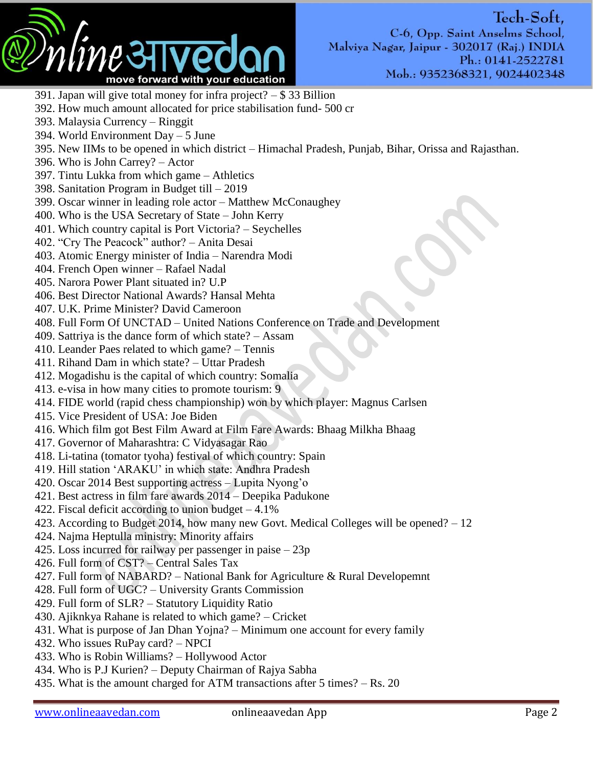391. Japan will give total money for infra project? – $ 33 Billion
392. How much amount allocated for price stabilisation fund- 500 cr
393. Malaysia Currency – Ringgit
394. World Environment Day – 5 June
395. New IIMs to be opened in which district – Himachal Pradesh, Punjab, Bihar, Orissa and Rajasthan.
396. Who is John Carrey? – Actor
397. Tintu Lukka from which game – Athletics
398. Sanitation Program in Budget till – 2019
399. Oscar winner in leading role actor – Matthew McConaughey
400. Who is the USA Secretary of State – John Kerry
401. Which country capital is Port Victoria? – Seychelles
402. "Cry The Peacock" author? – Anita Desai
403. Atomic Energy minister of India – Narendra Modi
404. French Open winner – Rafael Nadal
405. Narora Power Plant situated in? U.P
406. Best Director National Awards? Hansal Mehta
407. U.K. Prime Minister? David Cameroon
408. Full Form Of UNCTAD – United Nations Conference on Trade and Development
409. Sattriya is the dance form of which state? – Assam
410. Leander Paes related to which game? – Tennis
411. Rihand Dam in which state? – Uttar Pradesh
412. Mogadishu is the capital of which country: Somalia
413. e-visa in how many cities to promote tourism: 9
414. FIDE world (rapid chess championship) won by which player: Magnus Carlsen
415. Vice President of USA: Joe Biden
416. Which film got Best Film Award at Film Fare Awards: Bhaag Milkha Bhaag
417. Governor of Maharashtra: C Vidyasagar Rao
418. Li-tatina (tomator tyoha) festival of which country: Spain
419. Hill station 'ARAKU' in which state: Andhra Pradesh
420. Oscar 2014 Best supporting actress – Lupita Nyong'o
421. Best actress in film fare awards 2014 – Deepika Padukone
422. Fiscal deficit according to union budget – 4.1%
423. According to Budget 2014, how many new Govt. Medical Colleges will be opened? – 12
424. Najma Heptulla ministry: Minority affairs
425. Loss incurred for railway per passenger in paise – 23p
426. Full form of CST? – Central Sales Tax
427. Full form of NABARD? – National Bank for Agriculture & Rural Developemnt
428. Full form of UGC? – University Grants Commission
429. Full form of SLR? – Statutory Liquidity Ratio
430. Ajiknkya Rahane is related to which game? – Cricket
431. What is purpose of Jan Dhan Yojna? – Minimum one account for every family
432. Who issues RuPay card? – NPCI
433. Who is Robin Williams? – Hollywood Actor
434. Who is P.J Kurien? – Deputy Chairman of Rajya Sabha
435. What is the amount charged for ATM transactions after 5 times? – Rs. 20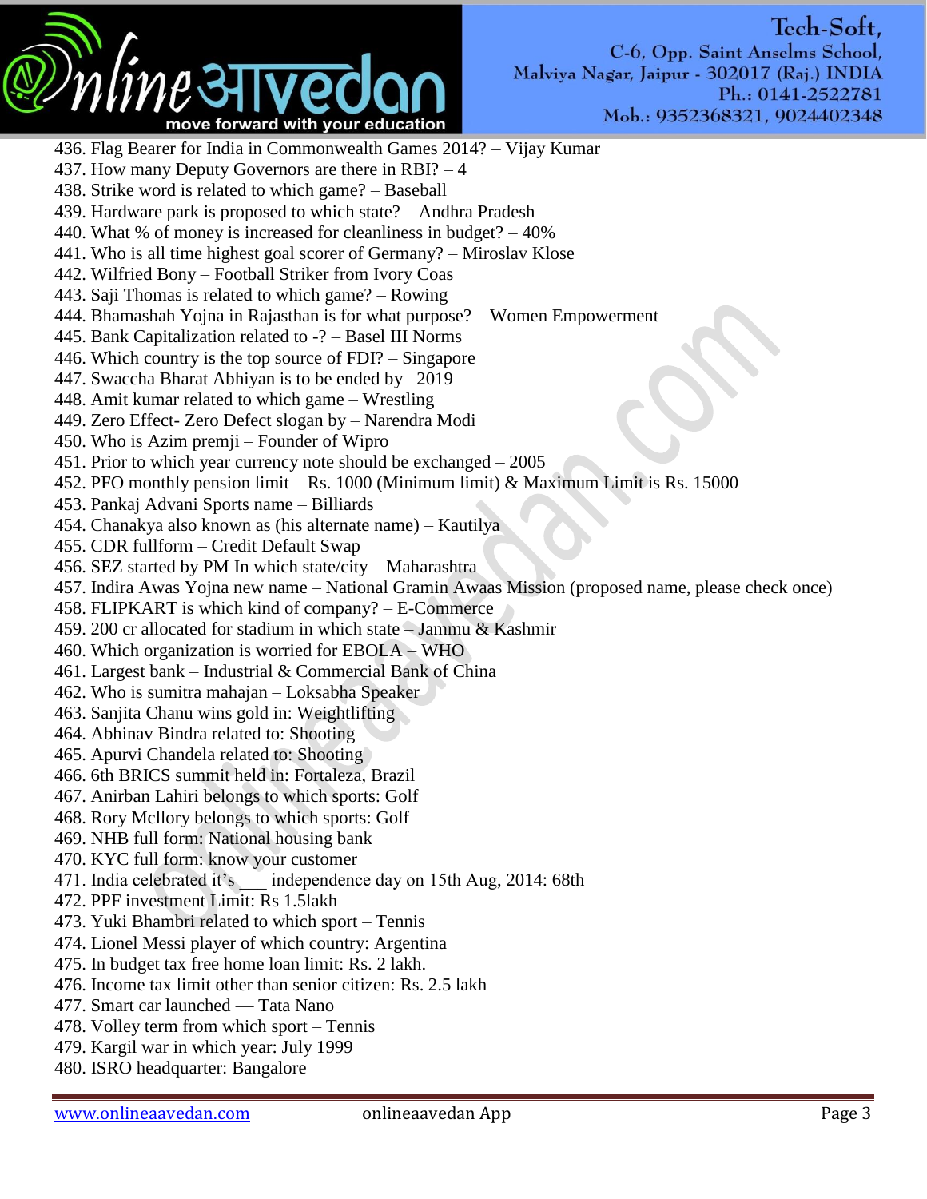436. Flag Bearer for India in Commonwealth Games 2014? – Vijay Kumar
437. How many Deputy Governors are there in RBI? – 4
438. Strike word is related to which game? – Baseball
439. Hardware park is proposed to which state? – Andhra Pradesh
440. What % of money is increased for cleanliness in budget? – 40%
441. Who is all time highest goal scorer of Germany? – Miroslav Klose
442. Wilfried Bony – Football Striker from Ivory Coas
443. Saji Thomas is related to which game? – Rowing
444. Bhamashah Yojna in Rajasthan is for what purpose? – Women Empowerment
445. Bank Capitalization related to -? – Basel III Norms
446. Which country is the top source of FDI? – Singapore
447. Swaccha Bharat Abhiyan is to be ended by– 2019
448. Amit kumar related to which game – Wrestling
449. Zero Effect- Zero Defect slogan by – Narendra Modi
450. Who is Azim premji – Founder of Wipro
451. Prior to which year currency note should be exchanged – 2005
452. PFO monthly pension limit – Rs. 1000 (Minimum limit) & Maximum Limit is Rs. 15000
453. Pankaj Advani Sports name – Billiards
454. Chanakya also known as (his alternate name) – Kautilya
455. CDR fullform – Credit Default Swap
456. SEZ started by PM In which state/city – Maharashtra
457. Indira Awas Yojna new name – National Gramin Awaas Mission (proposed name, please check once)
458. FLIPKART is which kind of company? – E-Commerce
459. 200 cr allocated for stadium in which state – Jammu & Kashmir
460. Which organization is worried for EBOLA – WHO
461. Largest bank – Industrial & Commercial Bank of China
462. Who is sumitra mahajan – Loksabha Speaker
463. Sanjita Chanu wins gold in: Weightlifting
464. Abhinav Bindra related to: Shooting
465. Apurvi Chandela related to: Shooting
466. 6th BRICS summit held in: Fortaleza, Brazil
467. Anirban Lahiri belongs to which sports: Golf
468. Rory Mcllory belongs to which sports: Golf
469. NHB full form: National housing bank
470. KYC full form: know your customer
471. India celebrated it's ___ independence day on 15th Aug, 2014: 68th
472. PPF investment Limit: Rs 1.5lakh
473. Yuki Bhambri related to which sport – Tennis
474. Lionel Messi player of which country: Argentina
475. In budget tax free home loan limit: Rs. 2 lakh.
476. Income tax limit other than senior citizen: Rs. 2.5 lakh
477. Smart car launched — Tata Nano
478. Volley term from which sport – Tennis
479. Kargil war in which year: July 1999
480. ISRO headquarter: Bangalore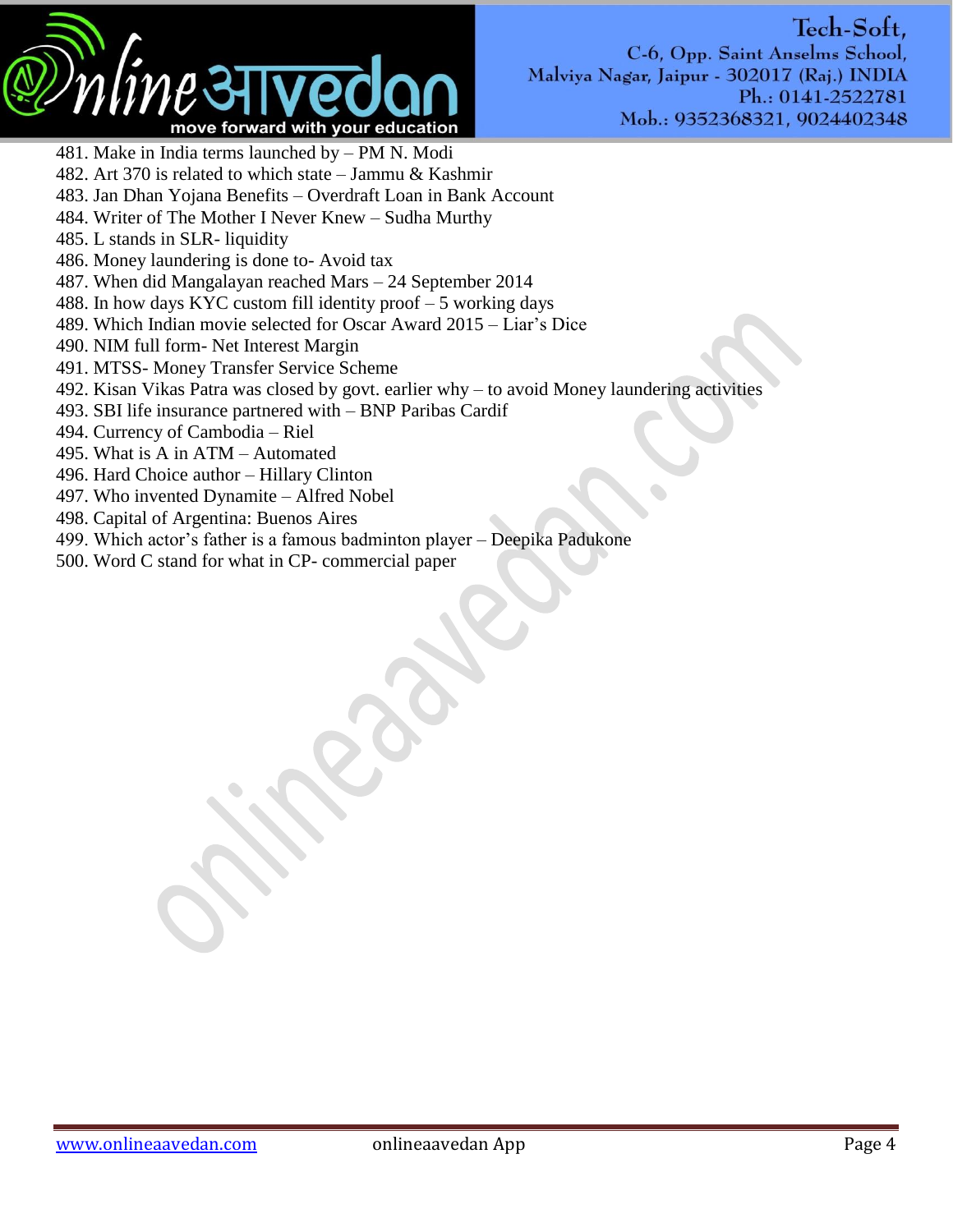481. Make in India terms launched by – PM N. Modi
482. Art 370 is related to which state – Jammu & Kashmir
483. Jan Dhan Yojana Benefits – Overdraft Loan in Bank Account
484. Writer of The Mother I Never Knew – Sudha Murthy
485. L stands in SLR- liquidity
486. Money laundering is done to- Avoid tax
487. When did Mangalayan reached Mars – 24 September 2014
488. In how days KYC custom fill identity proof – 5 working days
489. Which Indian movie selected for Oscar Award 2015 – Liar's Dice
490. NIM full form- Net Interest Margin
491. MTSS- Money Transfer Service Scheme
492. Kisan Vikas Patra was closed by govt. earlier why – to avoid Money laundering activities
493. SBI life insurance partnered with – BNP Paribas Cardif
494. Currency of Cambodia – Riel
495. What is A in ATM – Automated
496. Hard Choice author – Hillary Clinton
497. Who invented Dynamite – Alfred Nobel
498. Capital of Argentina: Buenos Aires
499. Which actor's father is a famous badminton player – Deepika Padukone
500. Word C stand for what in CP- commercial paper